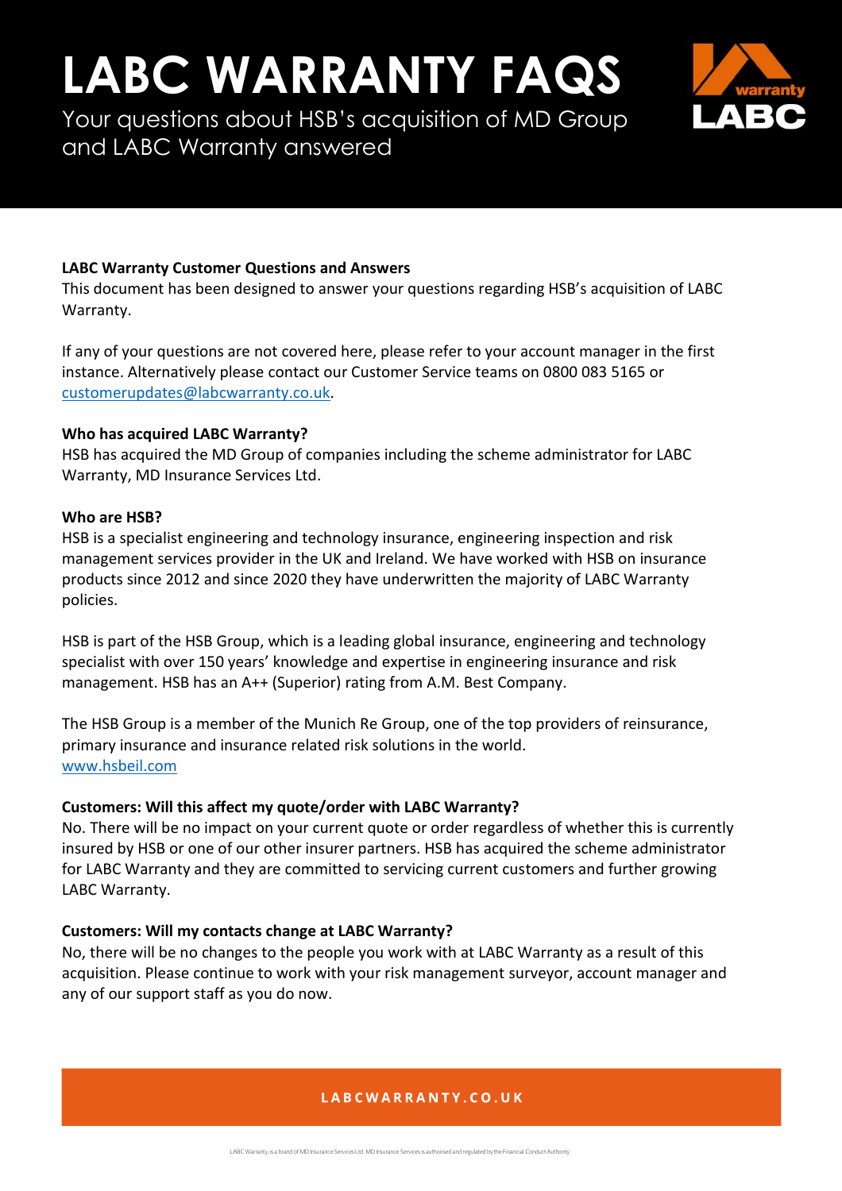# LABC WARRANTY FAQS

Your questions about HSB's acquisition of MD Group and LABC Warranty answered

**LABC Warranty Customer Questions and Answers**

This document has been designed to answer your questions regarding HSB's acquisition of LABC Warranty.

If any of your questions are not covered here, please refer to your account manager in the first instance. Alternatively please contact our Customer Service teams on 0800 083 5165 or customerupdates@labcwarranty.co.uk.

**Who has acquired LABC Warranty?**

HSB has acquired the MD Group of companies including the scheme administrator for LABC Warranty, MD Insurance Services Ltd.

**Who are HSB?**

HSB is a specialist engineering and technology insurance, engineering inspection and risk management services provider in the UK and Ireland. We have worked with HSB on insurance products since 2012 and since 2020 they have underwritten the majority of LABC Warranty policies.

HSB is part of the HSB Group, which is a leading global insurance, engineering and technology specialist with over 150 years' knowledge and expertise in engineering insurance and risk management. HSB has an A++ (Superior) rating from A.M. Best Company.

The HSB Group is a member of the Munich Re Group, one of the top providers of reinsurance, primary insurance and insurance related risk solutions in the world.
www.hsbeil.com

**Customers: Will this affect my quote/order with LABC Warranty?**

No. There will be no impact on your current quote or order regardless of whether this is currently insured by HSB or one of our other insurer partners. HSB has acquired the scheme administrator for LABC Warranty and they are committed to servicing current customers and further growing LABC Warranty.

**Customers: Will my contacts change at LABC Warranty?**

No, there will be no changes to the people you work with at LABC Warranty as a result of this acquisition. Please continue to work with your risk management surveyor, account manager and any of our support staff as you do now.

LABCWARRANTY.CO.UK

LABC Warranty, is a brand of MD Insurance Services Ltd. MD Insurance Services is authorised and regulated by the Financial Conduct Authority.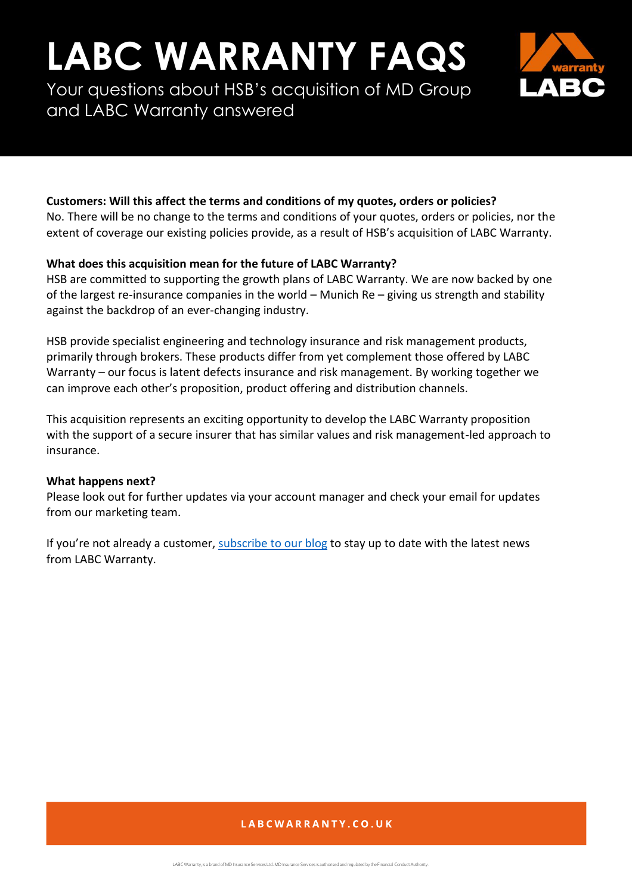# LABC WARRANTY FAQS

Your questions about HSB's acquisition of MD Group and LABC Warranty answered

**Customers: Will this affect the terms and conditions of my quotes, orders or policies?**
No. There will be no change to the terms and conditions of your quotes, orders or policies, nor the extent of coverage our existing policies provide, as a result of HSB's acquisition of LABC Warranty.

**What does this acquisition mean for the future of LABC Warranty?**
HSB are committed to supporting the growth plans of LABC Warranty. We are now backed by one of the largest re-insurance companies in the world – Munich Re – giving us strength and stability against the backdrop of an ever-changing industry.

HSB provide specialist engineering and technology insurance and risk management products, primarily through brokers. These products differ from yet complement those offered by LABC Warranty – our focus is latent defects insurance and risk management. By working together we can improve each other's proposition, product offering and distribution channels.

This acquisition represents an exciting opportunity to develop the LABC Warranty proposition with the support of a secure insurer that has similar values and risk management-led approach to insurance.

**What happens next?**
Please look out for further updates via your account manager and check your email for updates from our marketing team.

If you're not already a customer, [subscribe to our blog](#) to stay up to date with the latest news from LABC Warranty.

LABCWARRANTY.CO.UK

LABC Warranty, is a brand of MD Insurance Services Ltd. MD Insurance Services is authorised and regulated by the Financial Conduct Authority.